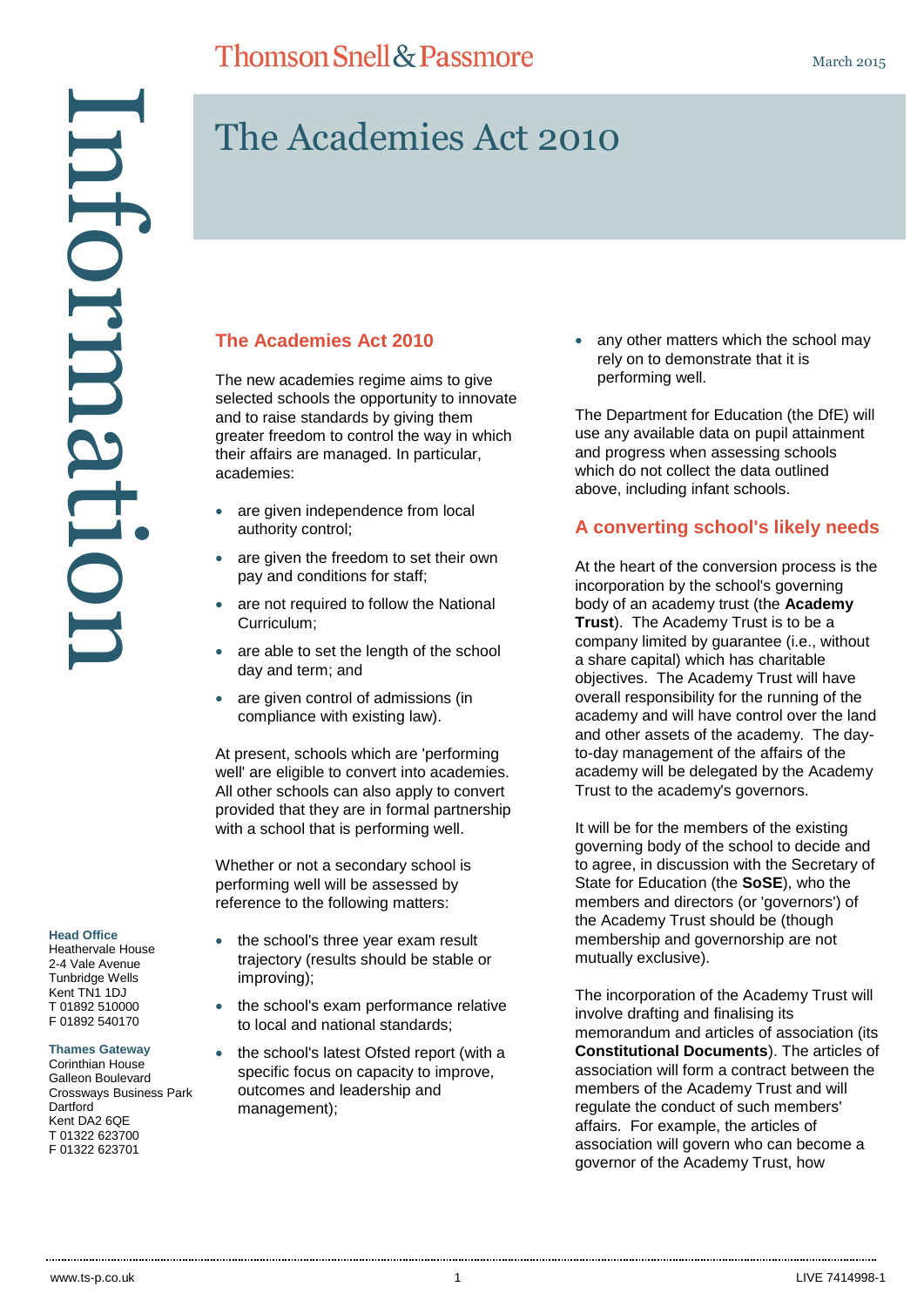# The Academies Act 2010

## The Academies Act 2010

The new academies regime aims to give selected schools the opportunity to innovate and to raise standards by giving them greater freedom to control the way in which their affairs are managed. In particular, academies:

- are given independence from local authority control;
- are given the freedom to set their own pay and conditions for staff;
- are not required to follow the National Curriculum;
- are able to set the length of the school day and term; and
- are given control of admissions (in compliance with existing law).

At present, schools which are 'performing well' are eligible to convert into academies. All other schools can also apply to convert provided that they are in formal partnership with a school that is performing well.

Whether or not a secondary school is performing well will be assessed by reference to the following matters:

- the school's three year exam result trajectory (results should be stable or improving);
- the school's exam performance relative to local and national standards;
- the school's latest Ofsted report (with a specific focus on capacity to improve, outcomes and leadership and management);
- any other matters which the school may rely on to demonstrate that it is performing well.

The Department for Education (the DfE) will use any available data on pupil attainment and progress when assessing schools which do not collect the data outlined above, including infant schools.

## A converting school's likely needs

At the heart of the conversion process is the incorporation by the school's governing body of an academy trust (the **Academy Trust**). The Academy Trust is to be a company limited by guarantee (i.e., without a share capital) which has charitable objectives. The Academy Trust will have overall responsibility for the running of the academy and will have control over the land and other assets of the academy. The day-to-day management of the affairs of the academy will be delegated by the Academy Trust to the academy's governors.

It will be for the members of the existing governing body of the school to decide and to agree, in discussion with the Secretary of State for Education (the **SoSE**), who the members and directors (or 'governors') of the Academy Trust should be (though membership and governorship are not mutually exclusive).

The incorporation of the Academy Trust will involve drafting and finalising its memorandum and articles of association (its **Constitutional Documents**). The articles of association will form a contract between the members of the Academy Trust and will regulate the conduct of such members' affairs. For example, the articles of association will govern who can become a governor of the Academy Trust, how

**Head Office**
Heathervale House
2-4 Vale Avenue
Tunbridge Wells
Kent TN1 1DJ
T 01892 510000
F 01892 540170

**Thames Gateway**
Corinthian House
Galleon Boulevard
Crossways Business Park
Dartford
Kent DA2 6QE
T 01322 623700
F 01322 623701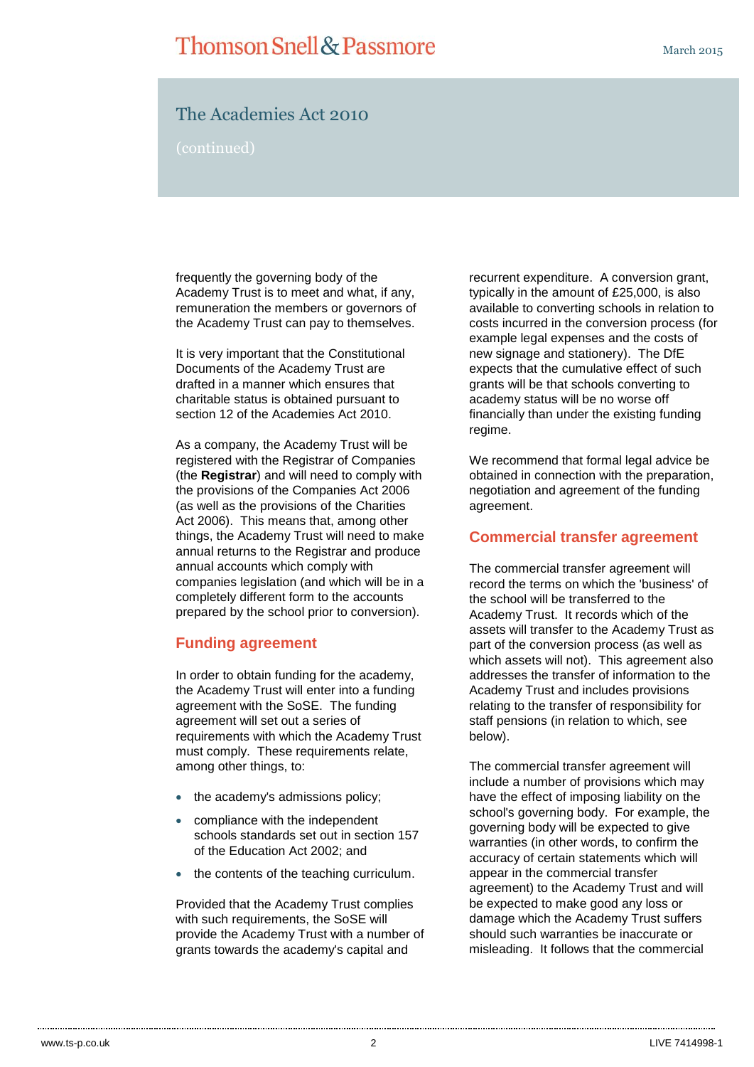frequently the governing body of the Academy Trust is to meet and what, if any, remuneration the members or governors of the Academy Trust can pay to themselves.

It is very important that the Constitutional Documents of the Academy Trust are drafted in a manner which ensures that charitable status is obtained pursuant to section 12 of the Academies Act 2010.

As a company, the Academy Trust will be registered with the Registrar of Companies (the **Registrar**) and will need to comply with the provisions of the Companies Act 2006 (as well as the provisions of the Charities Act 2006). This means that, among other things, the Academy Trust will need to make annual returns to the Registrar and produce annual accounts which comply with companies legislation (and which will be in a completely different form to the accounts prepared by the school prior to conversion).

## Funding agreement

In order to obtain funding for the academy, the Academy Trust will enter into a funding agreement with the SoSE. The funding agreement will set out a series of requirements with which the Academy Trust must comply. These requirements relate, among other things, to:

- the academy's admissions policy;
- compliance with the independent schools standards set out in section 157 of the Education Act 2002; and
- the contents of the teaching curriculum.

Provided that the Academy Trust complies with such requirements, the SoSE will provide the Academy Trust with a number of grants towards the academy's capital and recurrent expenditure. A conversion grant, typically in the amount of £25,000, is also available to converting schools in relation to costs incurred in the conversion process (for example legal expenses and the costs of new signage and stationery). The DfE expects that the cumulative effect of such grants will be that schools converting to academy status will be no worse off financially than under the existing funding regime.

We recommend that formal legal advice be obtained in connection with the preparation, negotiation and agreement of the funding agreement.

## Commercial transfer agreement

The commercial transfer agreement will record the terms on which the 'business' of the school will be transferred to the Academy Trust. It records which of the assets will transfer to the Academy Trust as part of the conversion process (as well as which assets will not). This agreement also addresses the transfer of information to the Academy Trust and includes provisions relating to the transfer of responsibility for staff pensions (in relation to which, see below).

The commercial transfer agreement will include a number of provisions which may have the effect of imposing liability on the school's governing body. For example, the governing body will be expected to give warranties (in other words, to confirm the accuracy of certain statements which will appear in the commercial transfer agreement) to the Academy Trust and will be expected to make good any loss or damage which the Academy Trust suffers should such warranties be inaccurate or misleading. It follows that the commercial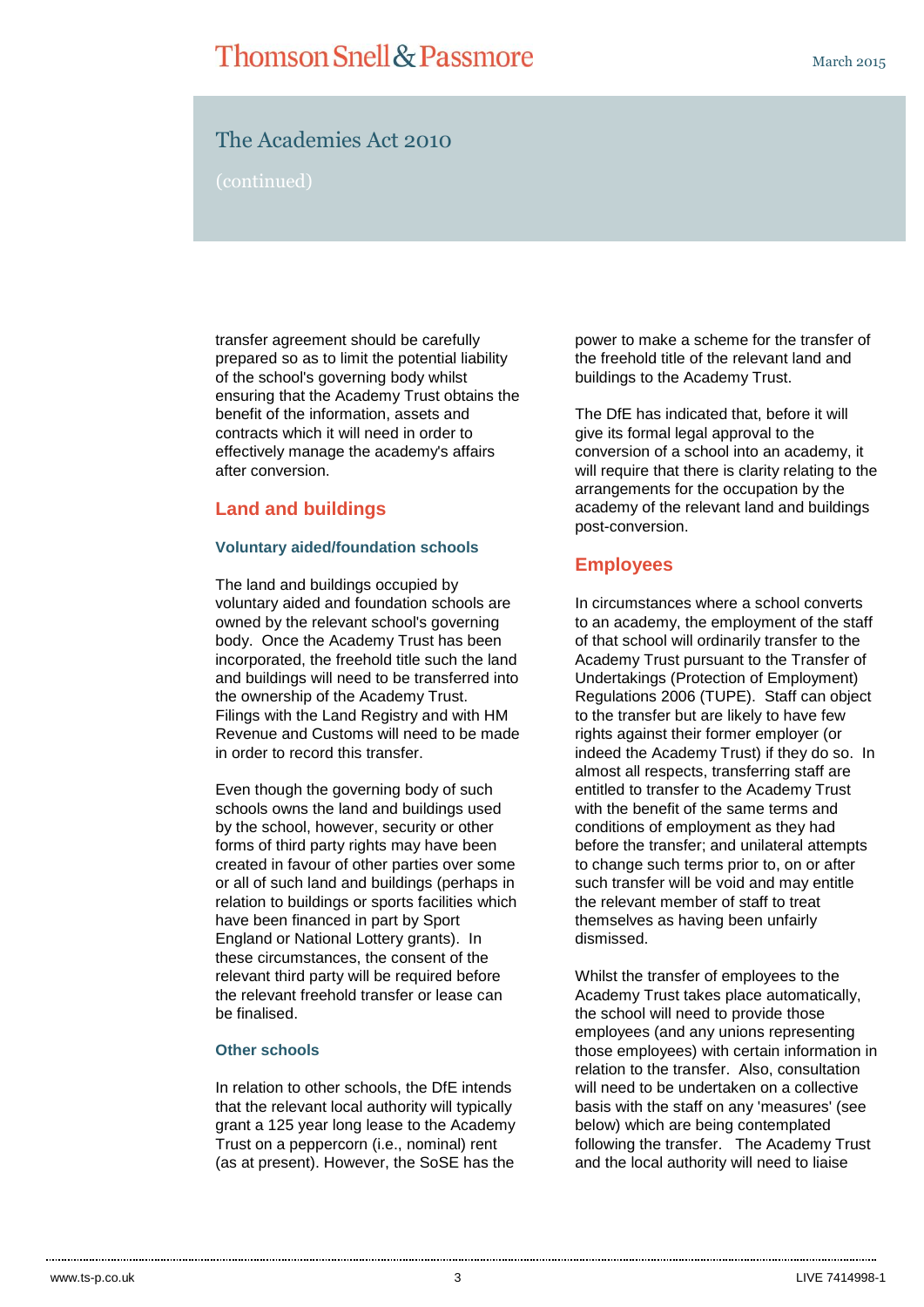## The Academies Act 2010

(continued)

transfer agreement should be carefully prepared so as to limit the potential liability of the school's governing body whilst ensuring that the Academy Trust obtains the benefit of the information, assets and contracts which it will need in order to effectively manage the academy's affairs after conversion.

## Land and buildings

### Voluntary aided/foundation schools

The land and buildings occupied by voluntary aided and foundation schools are owned by the relevant school's governing body. Once the Academy Trust has been incorporated, the freehold title such the land and buildings will need to be transferred into the ownership of the Academy Trust. Filings with the Land Registry and with HM Revenue and Customs will need to be made in order to record this transfer.

Even though the governing body of such schools owns the land and buildings used by the school, however, security or other forms of third party rights may have been created in favour of other parties over some or all of such land and buildings (perhaps in relation to buildings or sports facilities which have been financed in part by Sport England or National Lottery grants). In these circumstances, the consent of the relevant third party will be required before the relevant freehold transfer or lease can be finalised.

### Other schools

In relation to other schools, the DfE intends that the relevant local authority will typically grant a 125 year long lease to the Academy Trust on a peppercorn (i.e., nominal) rent (as at present). However, the SoSE has the power to make a scheme for the transfer of the freehold title of the relevant land and buildings to the Academy Trust.

The DfE has indicated that, before it will give its formal legal approval to the conversion of a school into an academy, it will require that there is clarity relating to the arrangements for the occupation by the academy of the relevant land and buildings post-conversion.

## Employees

In circumstances where a school converts to an academy, the employment of the staff of that school will ordinarily transfer to the Academy Trust pursuant to the Transfer of Undertakings (Protection of Employment) Regulations 2006 (TUPE). Staff can object to the transfer but are likely to have few rights against their former employer (or indeed the Academy Trust) if they do so. In almost all respects, transferring staff are entitled to transfer to the Academy Trust with the benefit of the same terms and conditions of employment as they had before the transfer; and unilateral attempts to change such terms prior to, on or after such transfer will be void and may entitle the relevant member of staff to treat themselves as having been unfairly dismissed.

Whilst the transfer of employees to the Academy Trust takes place automatically, the school will need to provide those employees (and any unions representing those employees) with certain information in relation to the transfer. Also, consultation will need to be undertaken on a collective basis with the staff on any 'measures' (see below) which are being contemplated following the transfer. The Academy Trust and the local authority will need to liaise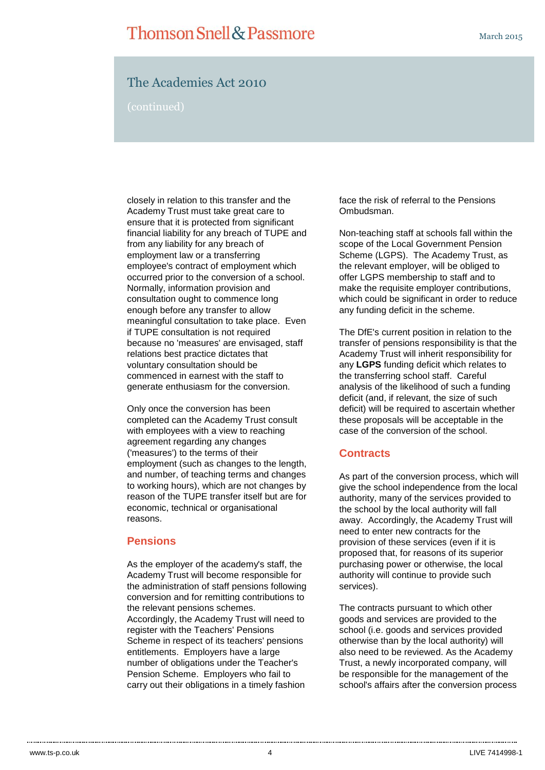## The Academies Act 2010

(continued)

closely in relation to this transfer and the Academy Trust must take great care to ensure that it is protected from significant financial liability for any breach of TUPE and from any liability for any breach of employment law or a transferring employee's contract of employment which occurred prior to the conversion of a school. Normally, information provision and consultation ought to commence long enough before any transfer to allow meaningful consultation to take place. Even if TUPE consultation is not required because no 'measures' are envisaged, staff relations best practice dictates that voluntary consultation should be commenced in earnest with the staff to generate enthusiasm for the conversion.

Only once the conversion has been completed can the Academy Trust consult with employees with a view to reaching agreement regarding any changes ('measures') to the terms of their employment (such as changes to the length, and number, of teaching terms and changes to working hours), which are not changes by reason of the TUPE transfer itself but are for economic, technical or organisational reasons.

### Pensions

As the employer of the academy's staff, the Academy Trust will become responsible for the administration of staff pensions following conversion and for remitting contributions to the relevant pensions schemes. Accordingly, the Academy Trust will need to register with the Teachers' Pensions Scheme in respect of its teachers' pensions entitlements. Employers have a large number of obligations under the Teacher's Pension Scheme. Employers who fail to carry out their obligations in a timely fashion face the risk of referral to the Pensions Ombudsman.

Non-teaching staff at schools fall within the scope of the Local Government Pension Scheme (LGPS). The Academy Trust, as the relevant employer, will be obliged to offer LGPS membership to staff and to make the requisite employer contributions, which could be significant in order to reduce any funding deficit in the scheme.

The DfE's current position in relation to the transfer of pensions responsibility is that the Academy Trust will inherit responsibility for any **LGPS** funding deficit which relates to the transferring school staff. Careful analysis of the likelihood of such a funding deficit (and, if relevant, the size of such deficit) will be required to ascertain whether these proposals will be acceptable in the case of the conversion of the school.

### Contracts

As part of the conversion process, which will give the school independence from the local authority, many of the services provided to the school by the local authority will fall away. Accordingly, the Academy Trust will need to enter new contracts for the provision of these services (even if it is proposed that, for reasons of its superior purchasing power or otherwise, the local authority will continue to provide such services).

The contracts pursuant to which other goods and services are provided to the school (i.e. goods and services provided otherwise than by the local authority) will also need to be reviewed. As the Academy Trust, a newly incorporated company, will be responsible for the management of the school's affairs after the conversion process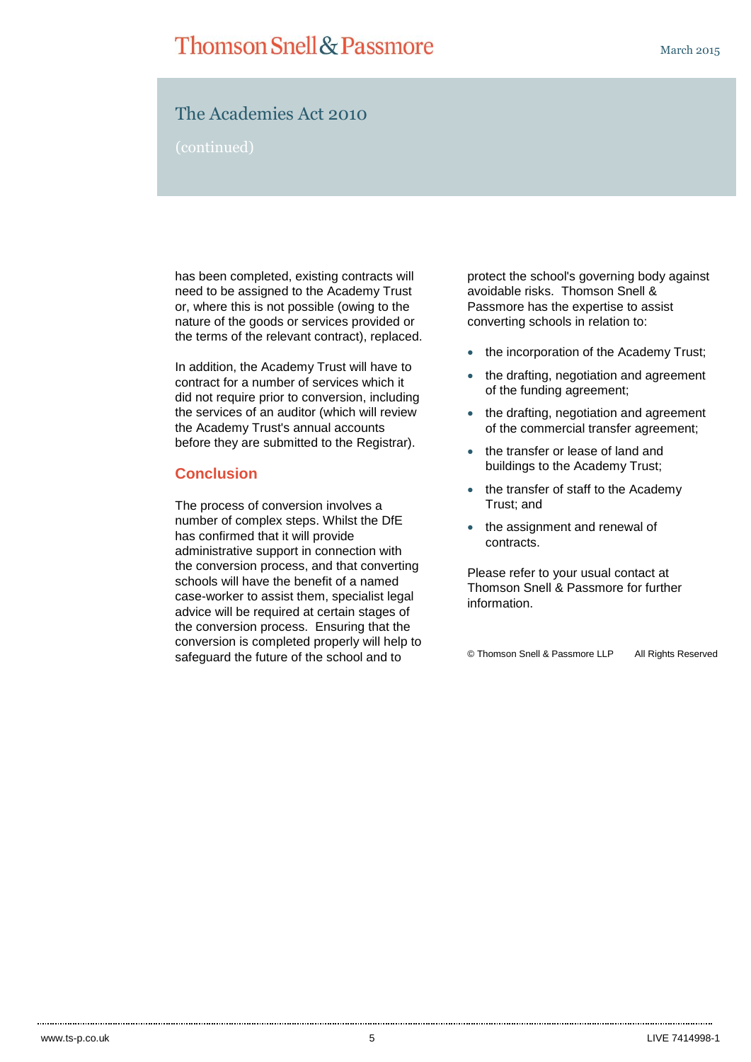has been completed, existing contracts will need to be assigned to the Academy Trust or, where this is not possible (owing to the nature of the goods or services provided or the terms of the relevant contract), replaced.

In addition, the Academy Trust will have to contract for a number of services which it did not require prior to conversion, including the services of an auditor (which will review the Academy Trust's annual accounts before they are submitted to the Registrar).

## Conclusion

The process of conversion involves a number of complex steps. Whilst the DfE has confirmed that it will provide administrative support in connection with the conversion process, and that converting schools will have the benefit of a named case-worker to assist them, specialist legal advice will be required at certain stages of the conversion process. Ensuring that the conversion is completed properly will help to safeguard the future of the school and to protect the school's governing body against avoidable risks. Thomson Snell & Passmore has the expertise to assist converting schools in relation to:

- the incorporation of the Academy Trust;
- the drafting, negotiation and agreement of the funding agreement;
- the drafting, negotiation and agreement of the commercial transfer agreement;
- the transfer or lease of land and buildings to the Academy Trust;
- the transfer of staff to the Academy Trust; and
- the assignment and renewal of contracts.

Please refer to your usual contact at Thomson Snell & Passmore for further information.

© Thomson Snell & Passmore LLP All Rights Reserved